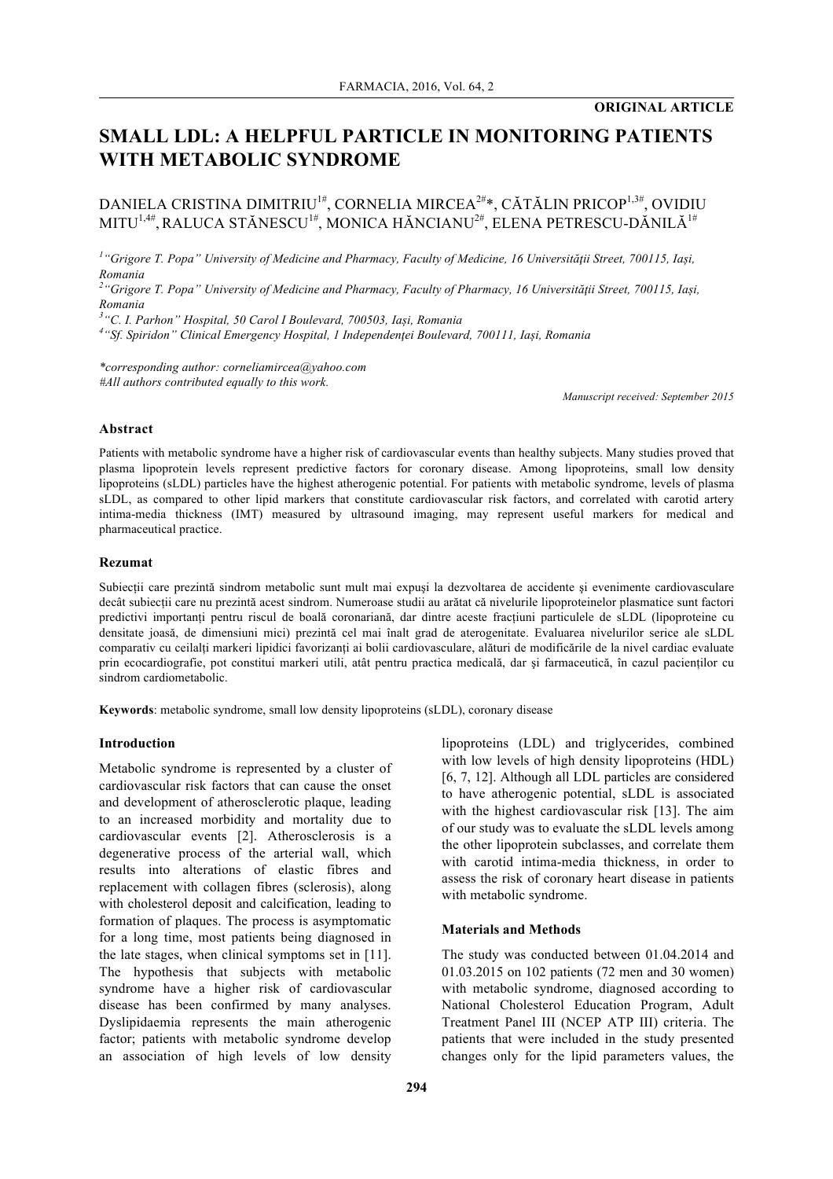**ORIGINAL ARTICLE**

# SMALL LDL: A HELPFUL PARTICLE IN MONITORING PATIENTS WITH METABOLIC SYNDROME

DANIELA CRISTINA DIMITRIU[1#], CORNELIA MIRCEA[2#]*, CĂTĂLIN PRICOP[1,3#], OVIDIU MITU[1,4#], RALUCA STĂNESCU[1#], MONICA HĂNCIANU[2#], ELENA PETRESCU-DĂNILĂ[1#]

*[1]"Grigore T. Popa" University of Medicine and Pharmacy, Faculty of Medicine, 16 Universităţii Street, 700115, Iași, Romania*
*[2]"Grigore T. Popa" University of Medicine and Pharmacy, Faculty of Pharmacy, 16 Universităţii Street, 700115, Iași, Romania*
*[3]"C. I. Parhon" Hospital, 50 Carol I Boulevard, 700503, Iași, Romania*
*[4]"Sf. Spiridon" Clinical Emergency Hospital, 1 Independenţei Boulevard, 700111, Iași, Romania*

*\*corresponding author: corneliamircea@yahoo.com*
*#All authors contributed equally to this work.*

*Manuscript received: September 2015*

### Abstract

Patients with metabolic syndrome have a higher risk of cardiovascular events than healthy subjects. Many studies proved that plasma lipoprotein levels represent predictive factors for coronary disease. Among lipoproteins, small low density lipoproteins (sLDL) particles have the highest atherogenic potential. For patients with metabolic syndrome, levels of plasma sLDL, as compared to other lipid markers that constitute cardiovascular risk factors, and correlated with carotid artery intima-media thickness (IMT) measured by ultrasound imaging, may represent useful markers for medical and pharmaceutical practice.

### Rezumat

Subiecţii care prezintă sindrom metabolic sunt mult mai expuşi la dezvoltarea de accidente şi evenimente cardiovasculare decât subiecţii care nu prezintă acest sindrom. Numeroase studii au arătat că nivelurile lipoproteinelor plasmatice sunt factori predictivi importanţi pentru riscul de boală coronariană, dar dintre aceste fracţiuni particulele de sLDL (lipoproteine cu densitate joasă, de dimensiuni mici) prezintă cel mai înalt grad de aterogenitate. Evaluarea nivelurilor serice ale sLDL comparativ cu ceilalţi markeri lipidici favorizanţi ai bolii cardiovasculare, alături de modificările de la nivel cardiac evaluate prin ecocardiografie, pot constitui markeri utili, atât pentru practica medicală, dar şi farmaceutică, în cazul pacienţilor cu sindrom cardiometabolic.

**Keywords**: metabolic syndrome, small low density lipoproteins (sLDL), coronary disease

### Introduction

Metabolic syndrome is represented by a cluster of cardiovascular risk factors that can cause the onset and development of atherosclerotic plaque, leading to an increased morbidity and mortality due to cardiovascular events [2]. Atherosclerosis is a degenerative process of the arterial wall, which results into alterations of elastic fibres and replacement with collagen fibres (sclerosis), along with cholesterol deposit and calcification, leading to formation of plaques. The process is asymptomatic for a long time, most patients being diagnosed in the late stages, when clinical symptoms set in [11]. The hypothesis that subjects with metabolic syndrome have a higher risk of cardiovascular disease has been confirmed by many analyses. Dyslipidaemia represents the main atherogenic factor; patients with metabolic syndrome develop an association of high levels of low density lipoproteins (LDL) and triglycerides, combined with low levels of high density lipoproteins (HDL) [6, 7, 12]. Although all LDL particles are considered to have atherogenic potential, sLDL is associated with the highest cardiovascular risk [13]. The aim of our study was to evaluate the sLDL levels among the other lipoprotein subclasses, and correlate them with carotid intima-media thickness, in order to assess the risk of coronary heart disease in patients with metabolic syndrome.

### Materials and Methods

The study was conducted between 01.04.2014 and 01.03.2015 on 102 patients (72 men and 30 women) with metabolic syndrome, diagnosed according to National Cholesterol Education Program, Adult Treatment Panel III (NCEP ATP III) criteria. The patients that were included in the study presented changes only for the lipid parameters values, the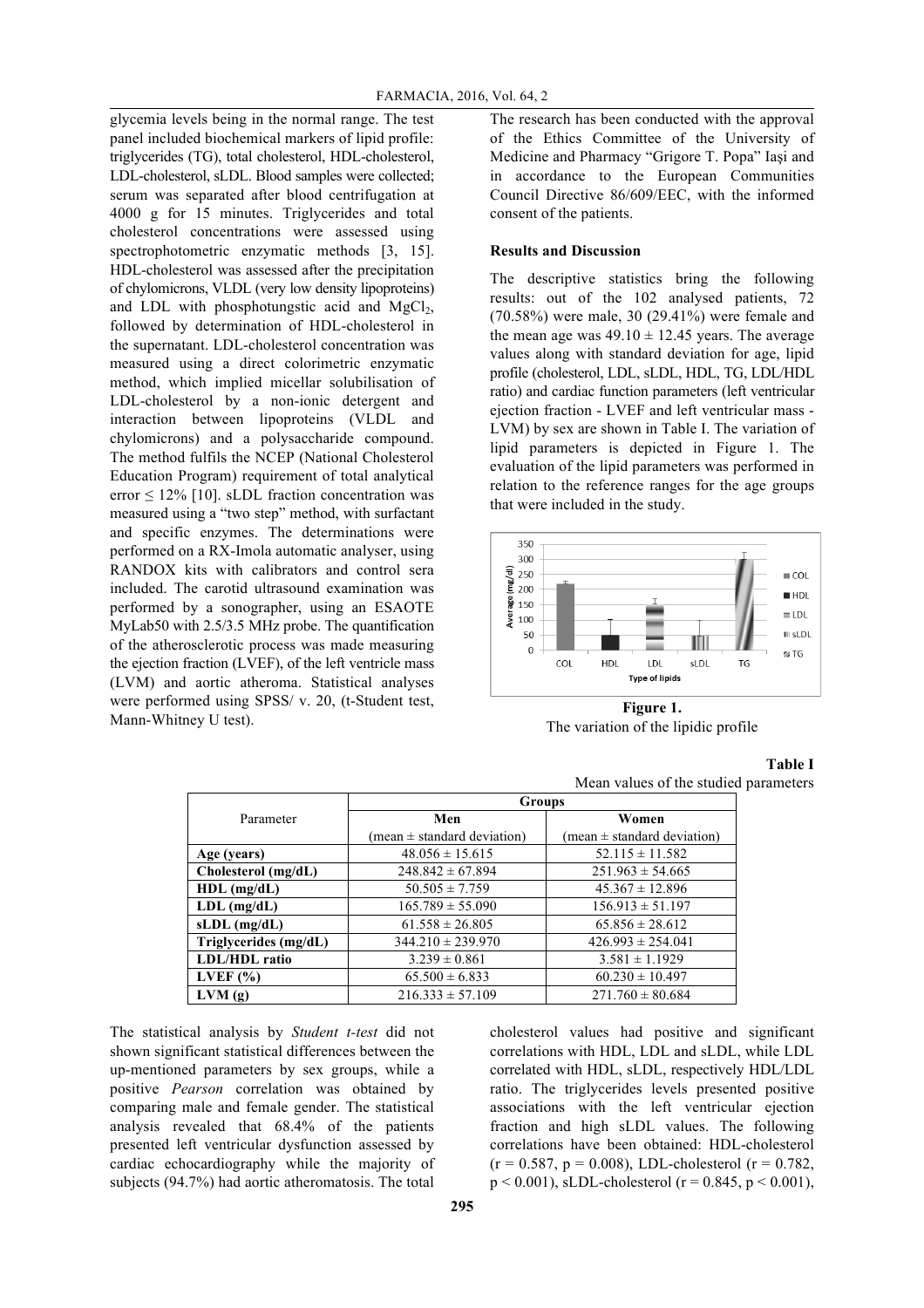glycemia levels being in the normal range. The test panel included biochemical markers of lipid profile: triglycerides (TG), total cholesterol, HDL-cholesterol, LDL-cholesterol, sLDL. Blood samples were collected; serum was separated after blood centrifugation at 4000 g for 15 minutes. Triglycerides and total cholesterol concentrations were assessed using spectrophotometric enzymatic methods [3, 15]. HDL-cholesterol was assessed after the precipitation of chylomicrons, VLDL (very low density lipoproteins) and LDL with phosphotungstic acid and $MgCl_2$, followed by determination of HDL-cholesterol in the supernatant. LDL-cholesterol concentration was measured using a direct colorimetric enzymatic method, which implied micellar solubilisation of LDL-cholesterol by a non-ionic detergent and interaction between lipoproteins (VLDL and chylomicrons) and a polysaccharide compound. The method fulfils the NCEP (National Cholesterol Education Program) requirement of total analytical error ≤ 12% [10]. sLDL fraction concentration was measured using a "two step" method, with surfactant and specific enzymes. The determinations were performed on a RX-Imola automatic analyser, using RANDOX kits with calibrators and control sera included. The carotid ultrasound examination was performed by a sonographer, using an ESAOTE MyLab50 with 2.5/3.5 MHz probe. The quantification of the atherosclerotic process was made measuring the ejection fraction (LVEF), of the left ventricle mass (LVM) and aortic atheroma. Statistical analyses were performed using SPSS/ v. 20, (t-Student test, Mann-Whitney U test).

The research has been conducted with the approval of the Ethics Committee of the University of Medicine and Pharmacy "Grigore T. Popa" Iaşi and in accordance to the European Communities Council Directive 86/609/EEC, with the informed consent of the patients.

## Results and Discussion

The descriptive statistics bring the following results: out of the 102 analysed patients, 72 (70.58%) were male, 30 (29.41%) were female and the mean age was 49.10 ± 12.45 years. The average values along with standard deviation for age, lipid profile (cholesterol, LDL, sLDL, HDL, TG, LDL/HDL ratio) and cardiac function parameters (left ventricular ejection fraction - LVEF and left ventricular mass - LVM) by sex are shown in Table I. The variation of lipid parameters is depicted in Figure 1. The evaluation of the lipid parameters was performed in relation to the reference ranges for the age groups that were included in the study.

**Figure 1.**
The variation of the lipidic profile

**Table I**
Mean values of the studied parameters

| Parameter | Groups | |
|---|---|---|
| | **Men** (mean ± standard deviation) | **Women** (mean ± standard deviation) |
| **Age (years)** | 48.056 ± 15.615 | 52.115 ± 11.582 |
| **Cholesterol (mg/dL)** | 248.842 ± 67.894 | 251.963 ± 54.665 |
| **HDL (mg/dL)** | 50.505 ± 7.759 | 45.367 ± 12.896 |
| **LDL (mg/dL)** | 165.789 ± 55.090 | 156.913 ± 51.197 |
| **sLDL (mg/dL)** | 61.558 ± 26.805 | 65.856 ± 28.612 |
| **Triglycerides (mg/dL)** | 344.210 ± 239.970 | 426.993 ± 254.041 |
| **LDL/HDL ratio** | 3.239 ± 0.861 | 3.581 ± 1.1929 |
| **LVEF (%)** | 65.500 ± 6.833 | 60.230 ± 10.497 |
| **LVM (g)** | 216.333 ± 57.109 | 271.760 ± 80.684 |

The statistical analysis by *Student t-test* did not shown significant statistical differences between the up-mentioned parameters by sex groups, while a positive *Pearson* correlation was obtained by comparing male and female gender. The statistical analysis revealed that 68.4% of the patients presented left ventricular dysfunction assessed by cardiac echocardiography while the majority of subjects (94.7%) had aortic atheromatosis. The total cholesterol values had positive and significant correlations with HDL, LDL and sLDL, while LDL correlated with HDL, sLDL, respectively HDL/LDL ratio. The triglycerides levels presented positive associations with the left ventricular ejection fraction and high sLDL values. The following correlations have been obtained: HDL-cholesterol ($r = 0.587$, $p = 0.008$), LDL-cholesterol ($r = 0.782$, $p < 0.001$), sLDL-cholesterol ($r = 0.845$, $p < 0.001$),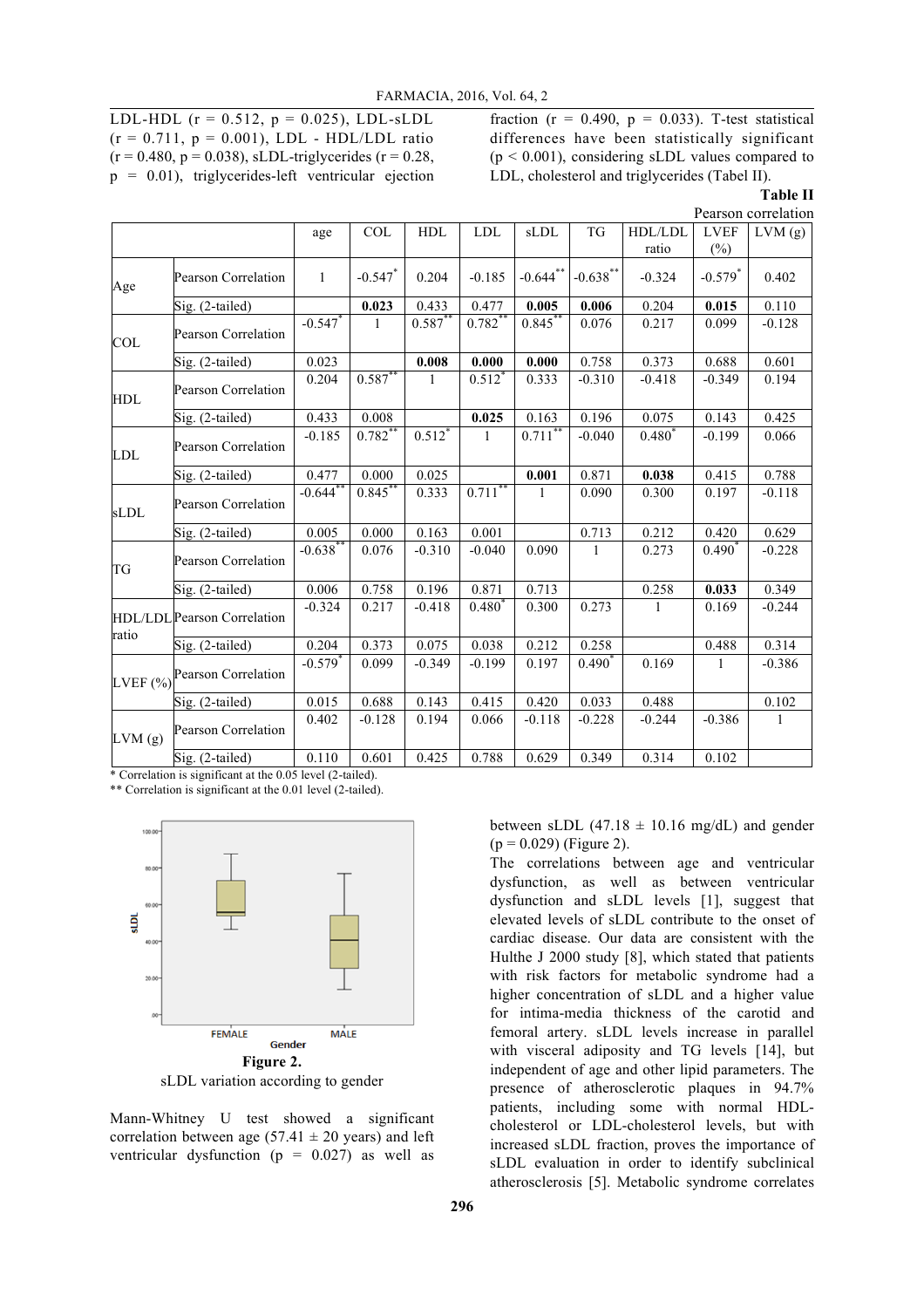LDL-HDL (r = 0.512, p = 0.025), LDL-sLDL (r = 0.711, p = 0.001), LDL - HDL/LDL ratio (r = 0.480, p = 0.038), sLDL-triglycerides (r = 0.28, p = 0.01), triglycerides-left ventricular ejection fraction (r = 0.490, p = 0.033). T-test statistical differences have been statistically significant (p < 0.001), considering sLDL values compared to LDL, cholesterol and triglycerides (Tabel II).

**Table II**

Pearson correlation

| | | age | COL | HDL | LDL | sLDL | TG | HDL/LDL ratio | LVEF (%) | LVM (g) |
|---|---|---|---|---|---|---|---|---|---|---|
| Age | Pearson Correlation | 1 | -0.547* | 0.204 | -0.185 | -0.644** | -0.638** | -0.324 | -0.579* | 0.402 |
| | Sig. (2-tailed) | | **0.023** | 0.433 | 0.477 | **0.005** | **0.006** | 0.204 | **0.015** | 0.110 |
| COL | Pearson Correlation | -0.547* | 1 | 0.587** | 0.782** | 0.845** | 0.076 | 0.217 | 0.099 | -0.128 |
| | Sig. (2-tailed) | 0.023 | | **0.008** | **0.000** | **0.000** | 0.758 | 0.373 | 0.688 | 0.601 |
| HDL | Pearson Correlation | 0.204 | 0.587** | 1 | 0.512* | 0.333 | -0.310 | -0.418 | -0.349 | 0.194 |
| | Sig. (2-tailed) | 0.433 | 0.008 | | **0.025** | 0.163 | 0.196 | 0.075 | 0.143 | 0.425 |
| LDL | Pearson Correlation | -0.185 | 0.782** | 0.512* | 1 | 0.711** | -0.040 | 0.480* | -0.199 | 0.066 |
| | Sig. (2-tailed) | 0.477 | 0.000 | 0.025 | | **0.001** | 0.871 | **0.038** | 0.415 | 0.788 |
| sLDL | Pearson Correlation | -0.644** | 0.845** | 0.333 | 0.711** | 1 | 0.090 | 0.300 | 0.197 | -0.118 |
| | Sig. (2-tailed) | 0.005 | 0.000 | 0.163 | 0.001 | | 0.713 | 0.212 | 0.420 | 0.629 |
| TG | Pearson Correlation | -0.638** | 0.076 | -0.310 | -0.040 | 0.090 | 1 | 0.273 | 0.490* | -0.228 |
| | Sig. (2-tailed) | 0.006 | 0.758 | 0.196 | 0.871 | 0.713 | | 0.258 | **0.033** | 0.349 |
| HDL/LDL ratio | Pearson Correlation | -0.324 | 0.217 | -0.418 | 0.480* | 0.300 | 0.273 | 1 | 0.169 | -0.244 |
| | Sig. (2-tailed) | 0.204 | 0.373 | 0.075 | 0.038 | 0.212 | 0.258 | | 0.488 | 0.314 |
| LVEF (%) | Pearson Correlation | -0.579* | 0.099 | -0.349 | -0.199 | 0.197 | 0.490* | 0.169 | 1 | -0.386 |
| | Sig. (2-tailed) | 0.015 | 0.688 | 0.143 | 0.415 | 0.420 | 0.033 | 0.488 | | 0.102 |
| LVM (g) | Pearson Correlation | 0.402 | -0.128 | 0.194 | 0.066 | -0.118 | -0.228 | -0.244 | -0.386 | 1 |
| | Sig. (2-tailed) | 0.110 | 0.601 | 0.425 | 0.788 | 0.629 | 0.349 | 0.314 | 0.102 | |

\* Correlation is significant at the 0.05 level (2-tailed).

\** Correlation is significant at the 0.01 level (2-tailed).

**Figure 2.**

sLDL variation according to gender

Mann-Whitney U test showed a significant correlation between age (57.41 ± 20 years) and left ventricular dysfunction (p = 0.027) as well as between sLDL (47.18 ± 10.16 mg/dL) and gender (p = 0.029) (Figure 2).

The correlations between age and ventricular dysfunction, as well as between ventricular dysfunction and sLDL levels [1], suggest that elevated levels of sLDL contribute to the onset of cardiac disease. Our data are consistent with the Hulthe J 2000 study [8], which stated that patients with risk factors for metabolic syndrome had a higher concentration of sLDL and a higher value for intima-media thickness of the carotid and femoral artery. sLDL levels increase in parallel with visceral adiposity and TG levels [14], but independent of age and other lipid parameters. The presence of atherosclerotic plaques in 94.7% patients, including some with normal HDL-cholesterol or LDL-cholesterol levels, but with increased sLDL fraction, proves the importance of sLDL evaluation in order to identify subclinical atherosclerosis [5]. Metabolic syndrome correlates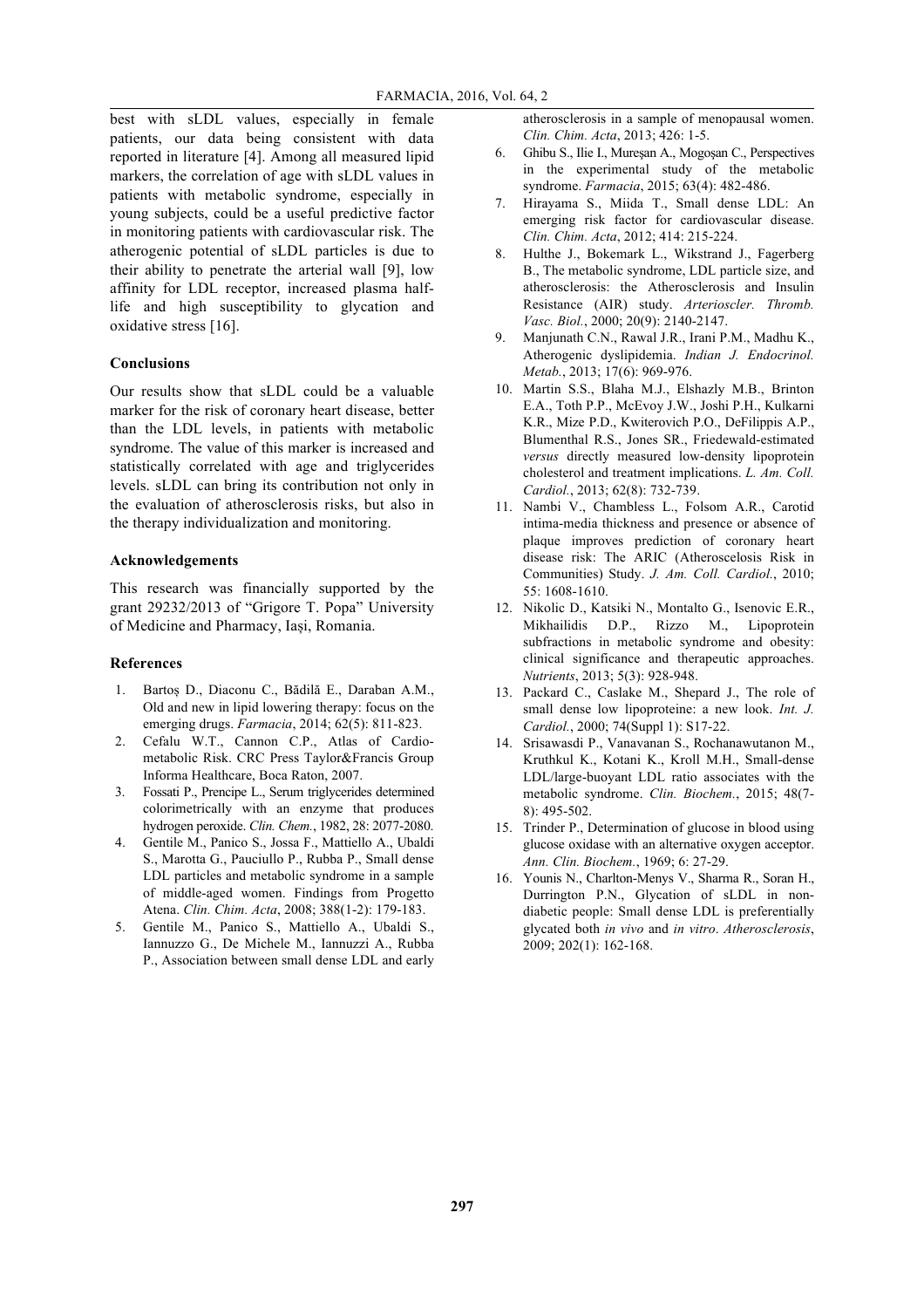best with sLDL values, especially in female patients, our data being consistent with data reported in literature [4]. Among all measured lipid markers, the correlation of age with sLDL values in patients with metabolic syndrome, especially in young subjects, could be a useful predictive factor in monitoring patients with cardiovascular risk. The atherogenic potential of sLDL particles is due to their ability to penetrate the arterial wall [9], low affinity for LDL receptor, increased plasma half-life and high susceptibility to glycation and oxidative stress [16].

**Conclusions**

Our results show that sLDL could be a valuable marker for the risk of coronary heart disease, better than the LDL levels, in patients with metabolic syndrome. The value of this marker is increased and statistically correlated with age and triglycerides levels. sLDL can bring its contribution not only in the evaluation of atherosclerosis risks, but also in the therapy individualization and monitoring.

**Acknowledgements**

This research was financially supported by the grant 29232/2013 of "Grigore T. Popa" University of Medicine and Pharmacy, Iași, Romania.

**References**

1. Bartoș D., Diaconu C., Bădilă E., Daraban A.M., Old and new in lipid lowering therapy: focus on the emerging drugs. *Farmacia*, 2014; 62(5): 811-823.
2. Cefalu W.T., Cannon C.P., Atlas of Cardio-metabolic Risk. CRC Press Taylor&Francis Group Informa Healthcare, Boca Raton, 2007.
3. Fossati P., Prencipe L., Serum triglycerides determined colorimetrically with an enzyme that produces hydrogen peroxide. *Clin. Chem.*, 1982, 28: 2077-2080.
4. Gentile M., Panico S., Jossa F., Mattiello A., Ubaldi S., Marotta G., Pauciullo P., Rubba P., Small dense LDL particles and metabolic syndrome in a sample of middle-aged women. Findings from Progetto Atena. *Clin. Chim. Acta*, 2008; 388(1-2): 179-183.
5. Gentile M., Panico S., Mattiello A., Ubaldi S., Iannuzzo G., De Michele M., Iannuzzi A., Rubba P., Association between small dense LDL and early atherosclerosis in a sample of menopausal women. *Clin. Chim. Acta*, 2013; 426: 1-5.
6. Ghibu S., Ilie I., Mureșan A., Mogoșan C., Perspectives in the experimental study of the metabolic syndrome. *Farmacia*, 2015; 63(4): 482-486.
7. Hirayama S., Miida T., Small dense LDL: An emerging risk factor for cardiovascular disease. *Clin. Chim. Acta*, 2012; 414: 215-224.
8. Hulthe J., Bokemark L., Wikstrand J., Fagerberg B., The metabolic syndrome, LDL particle size, and atherosclerosis: the Atherosclerosis and Insulin Resistance (AIR) study. *Arterioscler. Thromb. Vasc. Biol.*, 2000; 20(9): 2140-2147.
9. Manjunath C.N., Rawal J.R., Irani P.M., Madhu K., Atherogenic dyslipidemia. *Indian J. Endocrinol. Metab.*, 2013; 17(6): 969-976.
10. Martin S.S., Blaha M.J., Elshazly M.B., Brinton E.A., Toth P.P., McEvoy J.W., Joshi P.H., Kulkarni K.R., Mize P.D., Kwiterovich P.O., DeFilippis A.P., Blumenthal R.S., Jones SR., Friedewald-estimated *versus* directly measured low-density lipoprotein cholesterol and treatment implications. *L. Am. Coll. Cardiol.*, 2013; 62(8): 732-739.
11. Nambi V., Chambless L., Folsom A.R., Carotid intima-media thickness and presence or absence of plaque improves prediction of coronary heart disease risk: The ARIC (Atheroscelosis Risk in Communities) Study. *J. Am. Coll. Cardiol.*, 2010; 55: 1608-1610.
12. Nikolic D., Katsiki N., Montalto G., Isenovic E.R., Mikhailidis D.P., Rizzo M., Lipoprotein subfractions in metabolic syndrome and obesity: clinical significance and therapeutic approaches. *Nutrients*, 2013; 5(3): 928-948.
13. Packard C., Caslake M., Shepard J., The role of small dense low lipoproteine: a new look. *Int. J. Cardiol.*, 2000; 74(Suppl 1): S17-22.
14. Srisawasdi P., Vanavanan S., Rochanawutanon M., Kruthkul K., Kotani K., Kroll M.H., Small-dense LDL/large-buoyant LDL ratio associates with the metabolic syndrome. *Clin. Biochem.*, 2015; 48(7-8): 495-502.
15. Trinder P., Determination of glucose in blood using glucose oxidase with an alternative oxygen acceptor. *Ann. Clin. Biochem.*, 1969; 6: 27-29.
16. Younis N., Charlton-Menys V., Sharma R., Soran H., Durrington P.N., Glycation of sLDL in non-diabetic people: Small dense LDL is preferentially glycated both *in vivo* and *in vitro*. *Atherosclerosis*, 2009; 202(1): 162-168.